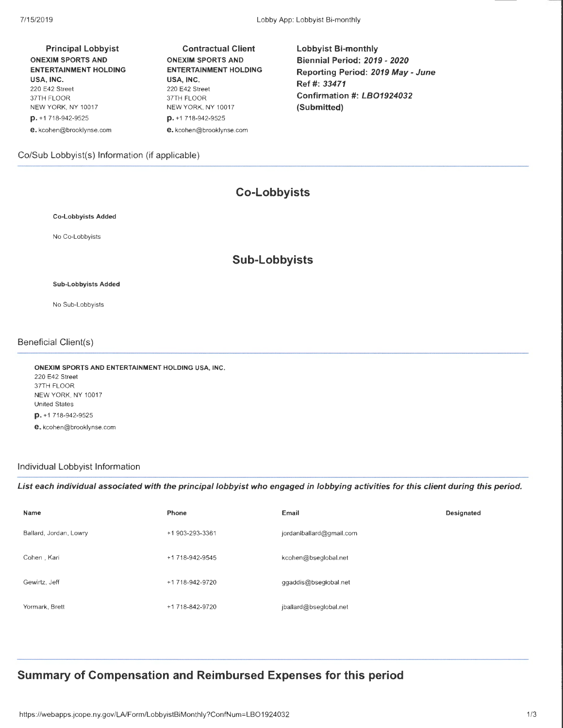| **Principal Lobbyist** | **Contractual Client** | **Lobbyist Bi-monthly** |
|---|---|---|
| **ONEXIM SPORTS AND ENTERTAINMENT HOLDING USA, INC.**<br>220 E42 Street<br>37TH FLOOR<br>NEW YORK, NY 10017<br>**p.** +1 718-942-9525<br>**e.** kcohen@brooklynse.com | **ONEXIM SPORTS AND ENTERTAINMENT HOLDING USA, INC.**<br>220 E42 Street<br>37TH FLOOR<br>NEW YORK, NY 10017<br>**p.** +1 718-942-9525<br>**e.** kcohen@brooklynse.com | **Biennial Period:** ***2019 - 2020***<br>**Reporting Period:** ***2019 May - June***<br>**Ref #:** ***33471***<br>**Confirmation #:** ***LBO1924032***<br>**(Submitted)** |

Co/Sub Lobbyist(s) Information (if applicable)

## Co-Lobbyists

**Co-Lobbyists Added**

No Co-Lobbyists

## Sub-Lobbyists

**Sub-Lobbyists Added**

No Sub-Lobbyists

Beneficial Client(s)

**ONEXIM SPORTS AND ENTERTAINMENT HOLDING USA, INC.**
220 E42 Street
37TH FLOOR
NEW YORK, NY 10017
United States
**p.** +1 718-942-9525
**e.** kcohen@brooklynse.com

Individual Lobbyist Information

***List each individual associated with the principal lobbyist who engaged in lobbying activities for this client during this period.***

| Name | Phone | Email | Designated |
|---|---|---|---|
| Ballard, Jordan, Lowry | +1 903-293-3361 | jordanlballard@gmail.com | |
| Cohen , Kari | +1 718-942-9545 | kcohen@bseglobal.net | |
| Gewirtz, Jeff | +1 718-942-9720 | ggaddis@bseglobal.net | |
| Yormark, Brett | +1 718-842-9720 | jballard@bseglobal.net | |

## Summary of Compensation and Reimbursed Expenses for this period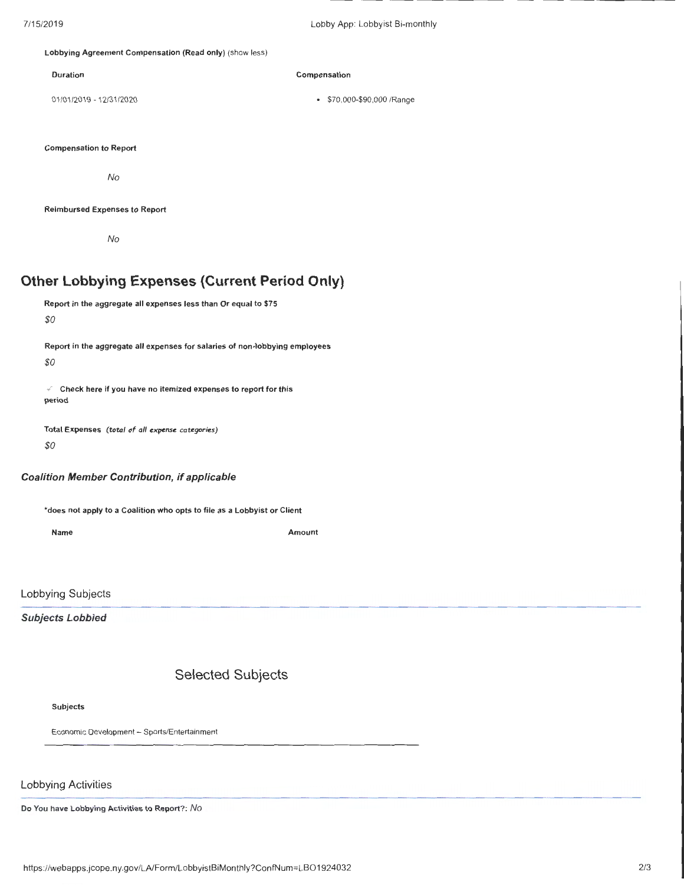**Lobbying Agreement Compensation (Read only)** (show less)

| Duration | Compensation |
| --- | --- |
| 01/01/2019 - 12/31/2020 | • $70,000-$90,000 /Range |

**Compensation to Report**

*No*

**Reimbursed Expenses to Report**

*No*

# Other Lobbying Expenses (Current Period Only)

**Report in the aggregate all expenses less than Or equal to $75**

*$0*

**Report in the aggregate all expenses for salaries of non-lobbying employees**

*$0*

✓ **Check here if you have no itemized expenses to report for this period**

**Total Expenses** *(total of all expense categories)*

*$0*

### *Coalition Member Contribution, if applicable*

**\*does not apply to a Coalition who opts to file as a Lobbyist or Client**

| Name | Amount |
| --- | --- |

## Lobbying Subjects

### *Subjects Lobbied*

## Selected Subjects

**Subjects**

Economic Development – Sports/Entertainment

## Lobbying Activities

**Do You have Lobbying Activities to Report?:** *No*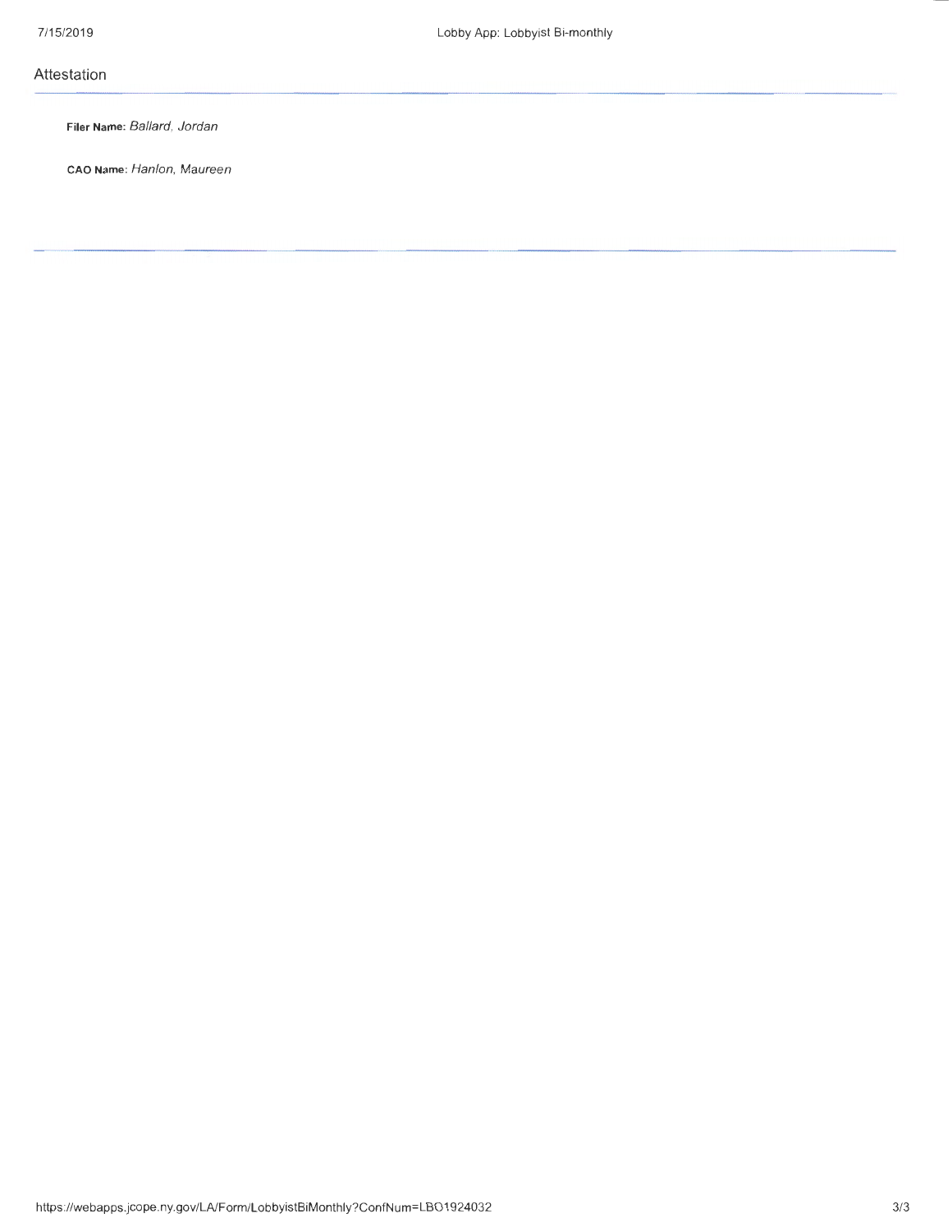## Attestation

**Filer Name:** *Ballard, Jordan*

**CAO Name:** *Hanlon, Maureen*